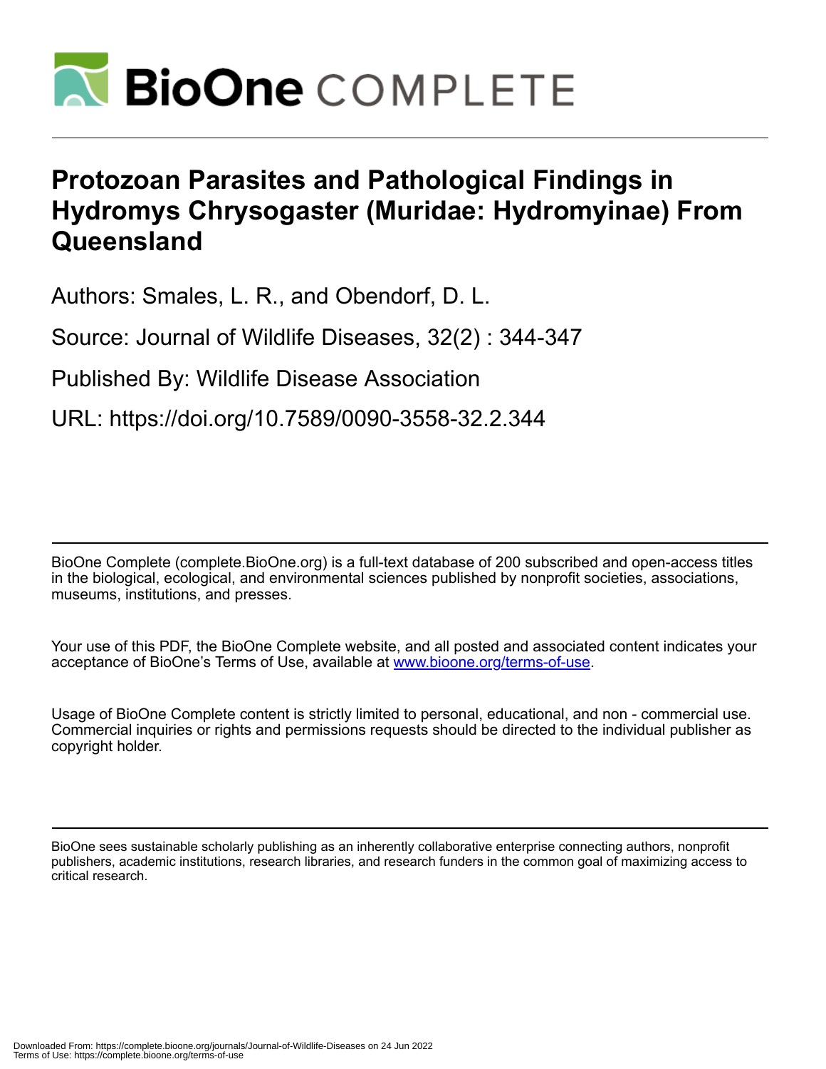# Protozoan Parasites and Pathological Findings in Hydromys Chrysogaster (Muridae: Hydromyinae) From Queensland

Authors: Smales, L. R., and Obendorf, D. L.

Source: Journal of Wildlife Diseases, 32(2) : 344-347

Published By: Wildlife Disease Association

URL: https://doi.org/10.7589/0090-3558-32.2.344

BioOne Complete (complete.BioOne.org) is a full-text database of 200 subscribed and open-access titles in the biological, ecological, and environmental sciences published by nonprofit societies, associations, museums, institutions, and presses.

Your use of this PDF, the BioOne Complete website, and all posted and associated content indicates your acceptance of BioOne's Terms of Use, available at www.bioone.org/terms-of-use.

Usage of BioOne Complete content is strictly limited to personal, educational, and non - commercial use. Commercial inquiries or rights and permissions requests should be directed to the individual publisher as copyright holder.

BioOne sees sustainable scholarly publishing as an inherently collaborative enterprise connecting authors, nonprofit publishers, academic institutions, research libraries, and research funders in the common goal of maximizing access to critical research.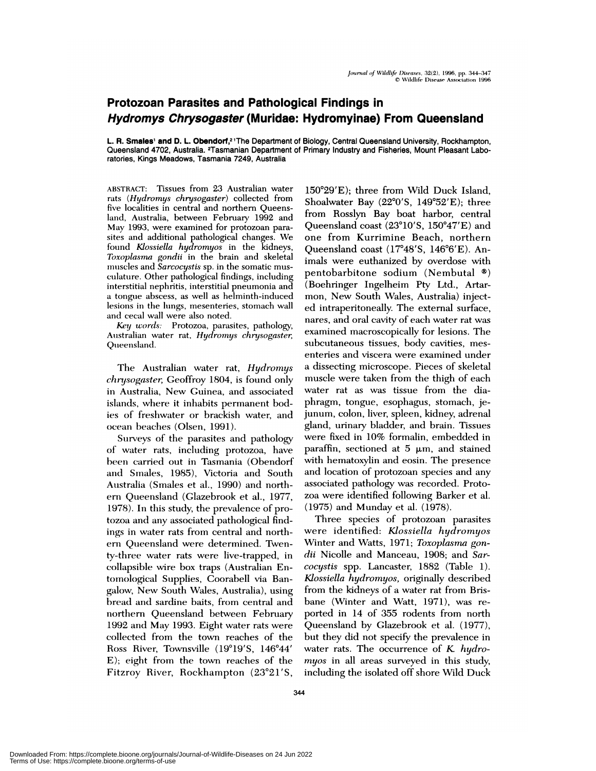# Protozoan Parasites and Pathological Findings in *Hydromys Chrysogaster* (Muridae: Hydromyinae) From Queensland

**L. R. Smales[1] and D. L. Obendorf,[2]** [1]The Department of Biology, Central Queensland University, Rockhampton, Queensland 4702, Australia. [2]Tasmanian Department of Primary Industry and Fisheries, Mount Pleasant Laboratories, Kings Meadows, Tasmania 7249, Australia

ABSTRACT: Tissues from 23 Australian water rats (*Hydromys chrysogaster*) collected from five localities in central and northern Queensland, Australia, between February 1992 and May 1993, were examined for protozoan parasites and additional pathological changes. We found *Klossiella hydromyos* in the kidneys, *Toxoplasma gondii* in the brain and skeletal muscles and *Sarcocystis* sp. in the somatic musculature. Other pathological findings, including interstitial nephritis, interstitial pneumonia and a tongue abscess, as well as helminth-induced lesions in the lungs, mesenteries, stomach wall and cecal wall were also noted.

*Key words:* Protozoa, parasites, pathology, Australian water rat, *Hydromys chrysogaster*, Queensland.

The Australian water rat, *Hydromys chrysogaster*, Geoffroy 1804, is found only in Australia, New Guinea, and associated islands, where it inhabits permanent bodies of freshwater or brackish water, and ocean beaches (Olsen, 1991).

Surveys of the parasites and pathology of water rats, including protozoa, have been carried out in Tasmania (Obendorf and Smales, 1985), Victoria and South Australia (Smales et al., 1990) and northern Queensland (Glazebrook et al., 1977, 1978). In this study, the prevalence of protozoa and any associated pathological findings in water rats from central and northern Queensland were determined. Twenty-three water rats were live-trapped, in collapsible wire box traps (Australian Entomological Supplies, Coorabell via Bangalow, New South Wales, Australia), using bread and sardine baits, from central and northern Queensland between February 1992 and May 1993. Eight water rats were collected from the town reaches of the Ross River, Townsville (19°19′S, 146°44′E); eight from the town reaches of the Fitzroy River, Rockhampton (23°21′S, 150°29′E); three from Wild Duck Island, Shoalwater Bay (22°0′S, 149°52′E); three from Rosslyn Bay boat harbor, central Queensland coast (23°10′S, 150°47′E) and one from Kurrimine Beach, northern Queensland coast (17°48′S, 146°6′E). Animals were euthanized by overdose with pentobarbitone sodium (Nembutal ®) (Boehringer Ingelheim Pty Ltd., Artarmon, New South Wales, Australia) injected intraperitoneally. The external surface, nares, and oral cavity of each water rat was examined macroscopically for lesions. The subcutaneous tissues, body cavities, mesenteries and viscera were examined under a dissecting microscope. Pieces of skeletal muscle were taken from the thigh of each water rat as was tissue from the diaphragm, tongue, esophagus, stomach, jejunum, colon, liver, spleen, kidney, adrenal gland, urinary bladder, and brain. Tissues were fixed in 10% formalin, embedded in paraffin, sectioned at 5 μm, and stained with hematoxylin and eosin. The presence and location of protozoan species and any associated pathology was recorded. Protozoa were identified following Barker et al. (1975) and Munday et al. (1978).

Three species of protozoan parasites were identified: *Klossiella hydromyos* Winter and Watts, 1971; *Toxoplasma gondii* Nicolle and Manceau, 1908; and *Sarcocystis* spp. Lancaster, 1882 (Table 1). *Klossiella hydromyos,* originally described from the kidneys of a water rat from Brisbane (Winter and Watt, 1971), was reported in 14 of 355 rodents from north Queensland by Glazebrook et al. (1977), but they did not specify the prevalence in water rats. The occurrence of *K. hydromyos* in all areas surveyed in this study, including the isolated off shore Wild Duck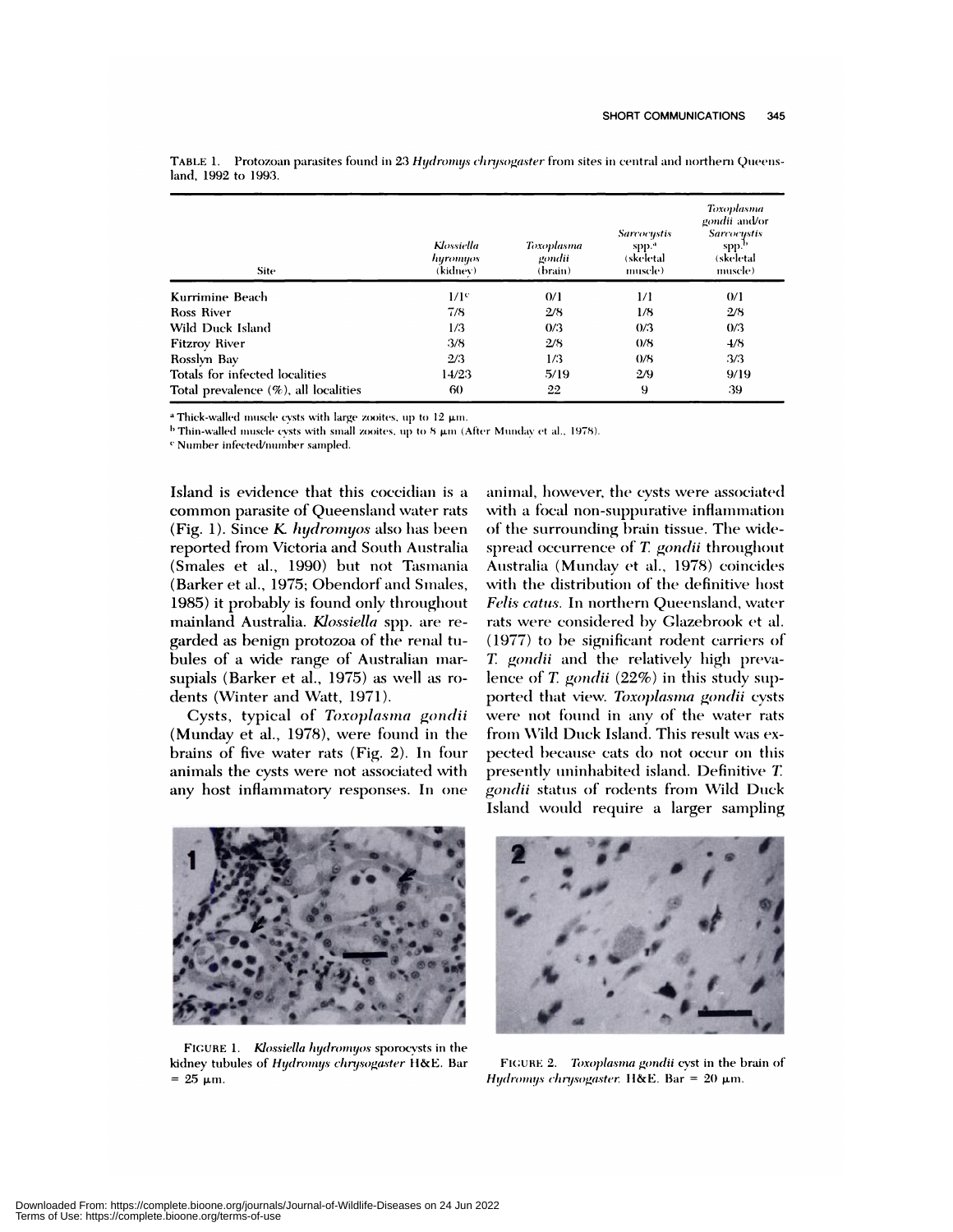TABLE 1. Protozoan parasites found in 23 *Hydromys chrysogaster* from sites in central and northern Queensland, 1992 to 1993.

| Site | *Klossiella hyromyos* (kidney) | *Toxoplasma gondii* (brain) | *Sarcocystis* spp.[a] (skeletal muscle) | *Toxoplasma gondii* and/or *Sarcocystis* spp.[b] (skeletal muscle) |
|---|---|---|---|---|
| Kurrimine Beach | 1/1[c] | 0/1 | 1/1 | 0/1 |
| Ross River | 7/8 | 2/8 | 1/8 | 2/8 |
| Wild Duck Island | 1/3 | 0/3 | 0/3 | 0/3 |
| Fitzroy River | 3/8 | 2/8 | 0/8 | 4/8 |
| Rosslyn Bay | 2/3 | 1/3 | 0/8 | 3/3 |
| Totals for infected localities | 14/23 | 5/19 | 2/9 | 9/19 |
| Total prevalence (%), all localities | 60 | 22 | 9 | 39 |

[a] Thick-walled muscle cysts with large zooites, up to 12 μm.

[b] Thin-walled muscle cysts with small zooites, up to 8 μm (After Munday et al., 1978).

[c] Number infected/number sampled.

Island is evidence that this coccidian is a common parasite of Queensland water rats (Fig. 1). Since *K. hydromyos* also has been reported from Victoria and South Australia (Smales et al., 1990) but not Tasmania (Barker et al., 1975; Obendorf and Smales, 1985) it probably is found only throughout mainland Australia. *Klossiella* spp. are regarded as benign protozoa of the renal tubules of a wide range of Australian marsupials (Barker et al., 1975) as well as rodents (Winter and Watt, 1971).

Cysts, typical of *Toxoplasma gondii* (Munday et al., 1978), were found in the brains of five water rats (Fig. 2). In four animals the cysts were not associated with any host inflammatory responses. In one animal, however, the cysts were associated with a focal non-suppurative inflammation of the surrounding brain tissue. The widespread occurrence of *T. gondii* throughout Australia (Munday et al., 1978) coincides with the distribution of the definitive host *Felis catus*. In northern Queensland, water rats were considered by Glazebrook et al. (1977) to be significant rodent carriers of *T. gondii* and the relatively high prevalence of *T. gondii* (22%) in this study supported that view. *Toxoplasma gondii* cysts were not found in any of the water rats from Wild Duck Island. This result was expected because cats do not occur on this presently uninhabited island. Definitive *T. gondii* status of rodents from Wild Duck Island would require a larger sampling

FIGURE 1. *Klossiella hydromyos* sporocysts in the kidney tubules of *Hydromys chrysogaster* H&E. Bar = 25 μm.

FIGURE 2. *Toxoplasma gondii* cyst in the brain of *Hydromys chrysogaster*. H&E. Bar = 20 μm.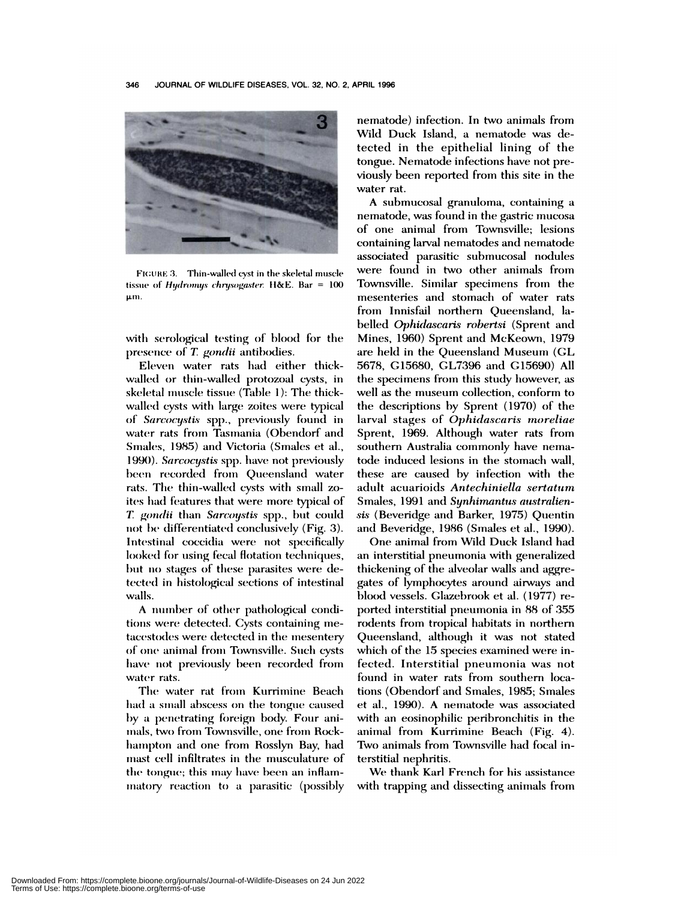FIGURE 3. Thin-walled cyst in the skeletal muscle tissue of *Hydromys chrysogaster*. H&E. Bar = 100 μm.

with serological testing of blood for the presence of *T. gondii* antibodies.

Eleven water rats had either thick-walled or thin-walled protozoal cysts, in skeletal muscle tissue (Table 1): The thick-walled cysts with large zoites were typical of *Sarcocystis* spp., previously found in water rats from Tasmania (Obendorf and Smales, 1985) and Victoria (Smales et al., 1990). *Sarcocystis* spp. have not previously been recorded from Queensland water rats. The thin-walled cysts with small zoites had features that were more typical of *T. gondii* than *Sarcoystis* spp., but could not be differentiated conclusively (Fig. 3). Intestinal coccidia were not specifically looked for using fecal flotation techniques, but no stages of these parasites were detected in histological sections of intestinal walls.

A number of other pathological conditions were detected. Cysts containing metacestodes were detected in the mesentery of one animal from Townsville. Such cysts have not previously been recorded from water rats.

The water rat from Kurrimine Beach had a small abscess on the tongue caused by a penetrating foreign body. Four animals, two from Townsville, one from Rockhampton and one from Rosslyn Bay, had mast cell infiltrates in the musculature of the tongue; this may have been an inflammatory reaction to a parasitic (possibly nematode) infection. In two animals from Wild Duck Island, a nematode was detected in the epithelial lining of the tongue. Nematode infections have not previously been reported from this site in the water rat.

A submucosal granuloma, containing a nematode, was found in the gastric mucosa of one animal from Townsville; lesions containing larval nematodes and nematode associated parasitic submucosal nodules were found in two other animals from Townsville. Similar specimens from the mesenteries and stomach of water rats from Innisfail northern Queensland, labelled *Ophidascaris robertsi* (Sprent and Mines, 1960) Sprent and McKeown, 1979 are held in the Queensland Museum (GL 5678, G15680, GL7396 and G15690) All the specimens from this study however, as well as the museum collection, conform to the descriptions by Sprent (1970) of the larval stages of *Ophidascaris moreliae* Sprent, 1969. Although water rats from southern Australia commonly have nematode induced lesions in the stomach wall, these are caused by infection with the adult acuarioids *Antechiniella sertatum* Smales, 1991 and *Synhimantus australiensis* (Beveridge and Barker, 1975) Quentin and Beveridge, 1986 (Smales et al., 1990).

One animal from Wild Duck Island had an interstitial pneumonia with generalized thickening of the alveolar walls and aggregates of lymphocytes around airways and blood vessels. Glazebrook et al. (1977) reported interstitial pneumonia in 88 of 355 rodents from tropical habitats in northern Queensland, although it was not stated which of the 15 species examined were infected. Interstitial pneumonia was not found in water rats from southern locations (Obendorf and Smales, 1985; Smales et al., 1990). A nematode was associated with an eosinophilic peribronchitis in the animal from Kurrimine Beach (Fig. 4). Two animals from Townsville had focal interstitial nephritis.

We thank Karl French for his assistance with trapping and dissecting animals from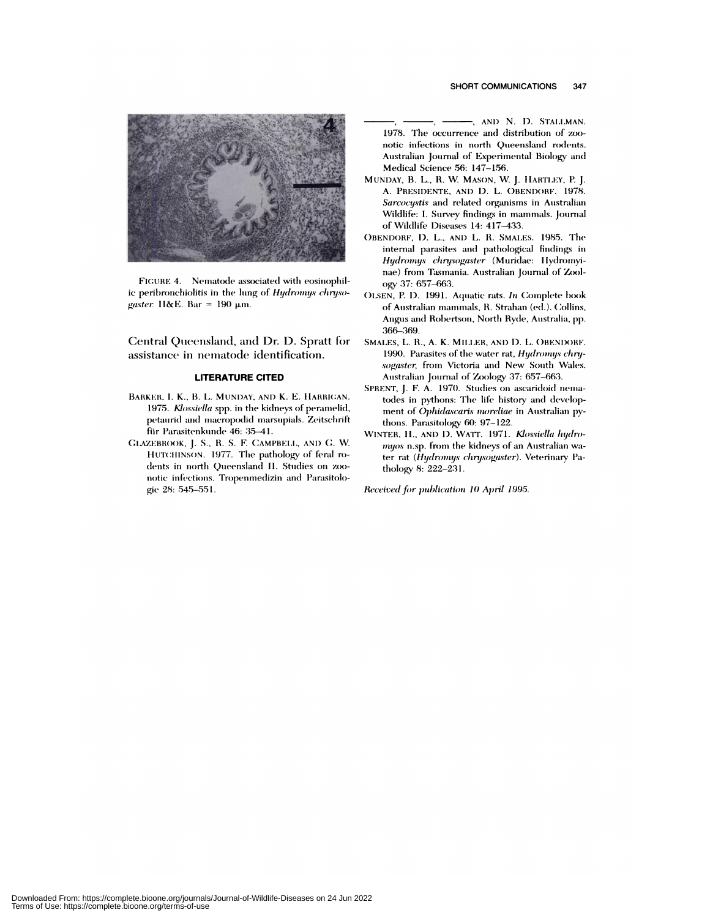FIGURE 4. Nematode associated with eosinophilic peribronchiolitis in the lung of *Hydromys chrysogaster.* H&E. Bar = 190 μm.

Central Queensland, and Dr. D. Spratt for assistance in nematode identification.

## LITERATURE CITED

BARKER, I. K., B. L. MUNDAY, AND K. E. HARRIGAN. 1975. *Klossiella* spp. in the kidneys of peramelid, petaurid and macropodid marsupials. Zeitschrift für Parasitenkunde 46: 35–41.

GLAZEBROOK, J. S., R. S. F. CAMPBELL, AND G. W. HUTCHINSON. 1977. The pathology of feral rodents in north Queensland II. Studies on zoonotic infections. Tropenmedizin and Parasitologie 28: 545–551.

———, ———, ———, AND N. D. STALLMAN. 1978. The occurrence and distribution of zoonotic infections in north Queensland rodents. Australian Journal of Experimental Biology and Medical Science 56: 147–156.

MUNDAY, B. L., R. W. MASON, W. J. HARTLEY, P. J. A. PRESIDENTE, AND D. L. OBENDORF. 1978. *Sarcocystis* and related organisms in Australian Wildlife: I. Survey findings in mammals. Journal of Wildlife Diseases 14: 417–433.

OBENDORF, D. L., AND L. R. SMALES. 1985. The internal parasites and pathological findings in *Hydromys chrysogaster* (Muridae: Hydromyinae) from Tasmania. Australian Journal of Zoology 37: 657–663.

OLSEN, P. D. 1991. Aquatic rats. *In* Complete book of Australian mammals, R. Strahan (ed.). Collins, Angus and Robertson, North Ryde, Australia, pp. 366–369.

SMALES, L. R., A. K. MILLER, AND D. L. OBENDORF. 1990. Parasites of the water rat, *Hydromys chrysogaster,* from Victoria and New South Wales. Australian Journal of Zoology 37: 657–663.

SPRENT, J. F. A. 1970. Studies on ascaridoid nematodes in pythons: The life history and development of *Ophidascaris moreliae* in Australian pythons. Parasitology 60: 97–122.

WINTER, H., AND D. WATT. 1971. *Klossiella hydromyos* n.sp. from the kidneys of an Australian water rat (*Hydromys chrysogaster*). Veterinary Pathology 8: 222–231.

*Received for publication 10 April 1995.*